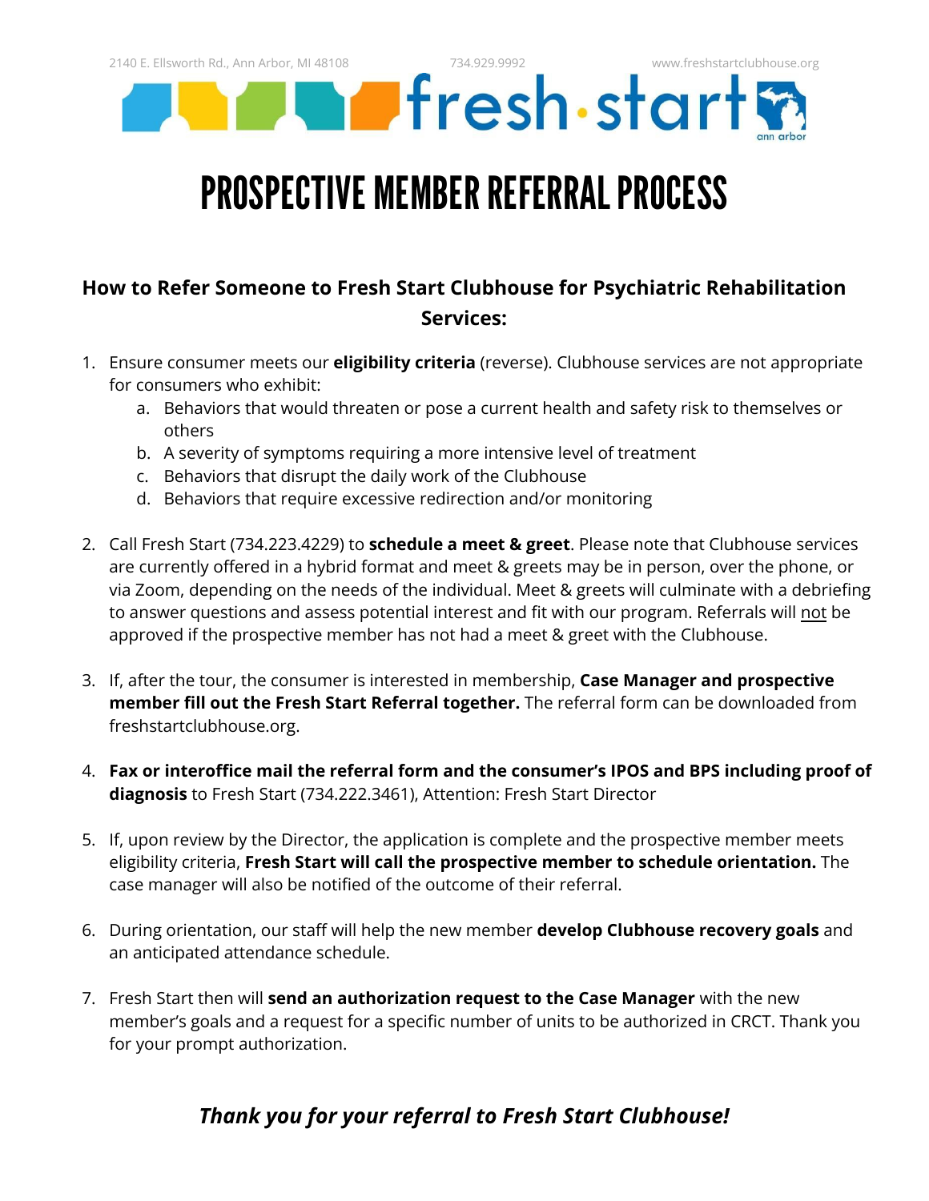2140 E. Ellsworth Rd., Ann Arbor, MI 48108 734.929.9992 www.freshstartclubhouse.org

fresh·start ann arbor

# PROSPECTIVE MEMBER REFERRAL PROCESS

## How to Refer Someone to Fresh Start Clubhouse for Psychiatric Rehabilitation Services:

1. Ensure consumer meets our **eligibility criteria** (reverse). Clubhouse services are not appropriate for consumers who exhibit:
   a. Behaviors that would threaten or pose a current health and safety risk to themselves or others
   b. A severity of symptoms requiring a more intensive level of treatment
   c. Behaviors that disrupt the daily work of the Clubhouse
   d. Behaviors that require excessive redirection and/or monitoring

2. Call Fresh Start (734.223.4229) to **schedule a meet & greet**. Please note that Clubhouse services are currently offered in a hybrid format and meet & greets may be in person, over the phone, or via Zoom, depending on the needs of the individual. Meet & greets will culminate with a debriefing to answer questions and assess potential interest and fit with our program. Referrals will <u>not</u> be approved if the prospective member has not had a meet & greet with the Clubhouse.

3. If, after the tour, the consumer is interested in membership, **Case Manager and prospective member fill out the Fresh Start Referral together.** The referral form can be downloaded from freshstartclubhouse.org.

4. **Fax or interoffice mail the referral form and the consumer's IPOS and BPS including proof of diagnosis** to Fresh Start (734.222.3461), Attention: Fresh Start Director

5. If, upon review by the Director, the application is complete and the prospective member meets eligibility criteria, **Fresh Start will call the prospective member to schedule orientation.** The case manager will also be notified of the outcome of their referral.

6. During orientation, our staff will help the new member **develop Clubhouse recovery goals** and an anticipated attendance schedule.

7. Fresh Start then will **send an authorization request to the Case Manager** with the new member's goals and a request for a specific number of units to be authorized in CRCT. Thank you for your prompt authorization.

***Thank you for your referral to Fresh Start Clubhouse!***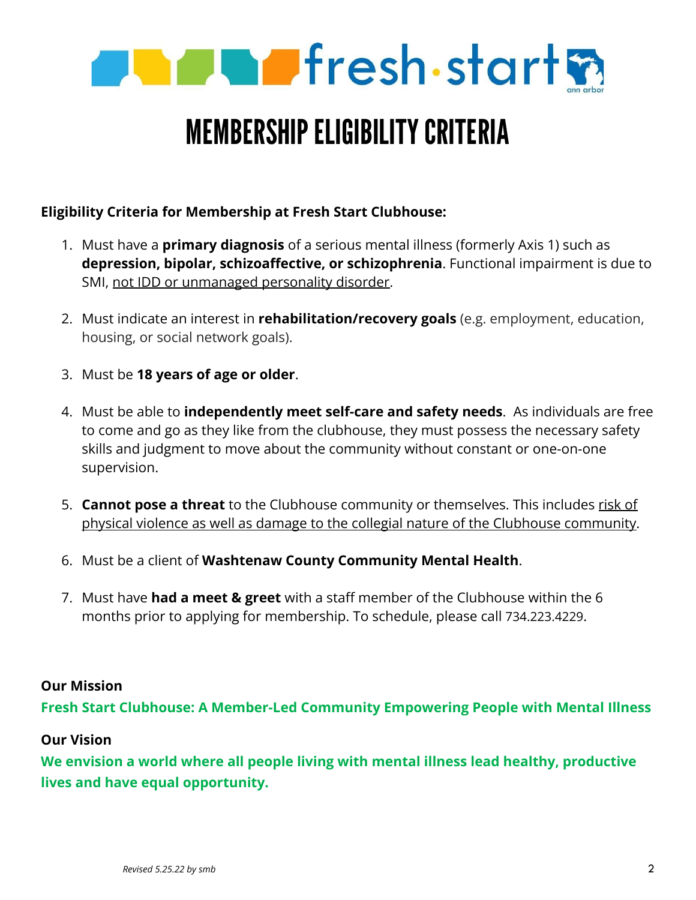# MEMBERSHIP ELIGIBILITY CRITERIA

**Eligibility Criteria for Membership at Fresh Start Clubhouse:**

1. Must have a **primary diagnosis** of a serious mental illness (formerly Axis 1) such as **depression, bipolar, schizoaffective, or schizophrenia**. Functional impairment is due to SMI, <u>not IDD or unmanaged personality disorder</u>.

2. Must indicate an interest in **rehabilitation/recovery goals** (e.g. employment, education, housing, or social network goals).

3. Must be **18 years of age or older**.

4. Must be able to **independently meet self-care and safety needs**. As individuals are free to come and go as they like from the clubhouse, they must possess the necessary safety skills and judgment to move about the community without constant or one-on-one supervision.

5. **Cannot pose a threat** to the Clubhouse community or themselves. This includes <u>risk of physical violence as well as damage to the collegial nature of the Clubhouse community</u>.

6. Must be a client of **Washtenaw County Community Mental Health**.

7. Must have **had a meet & greet** with a staff member of the Clubhouse within the 6 months prior to applying for membership. To schedule, please call 734.223.4229.

**Our Mission**

**Fresh Start Clubhouse: A Member-Led Community Empowering People with Mental Illness**

**Our Vision**

**We envision a world where all people living with mental illness lead healthy, productive lives and have equal opportunity.**

*Revised 5.25.22 by smb*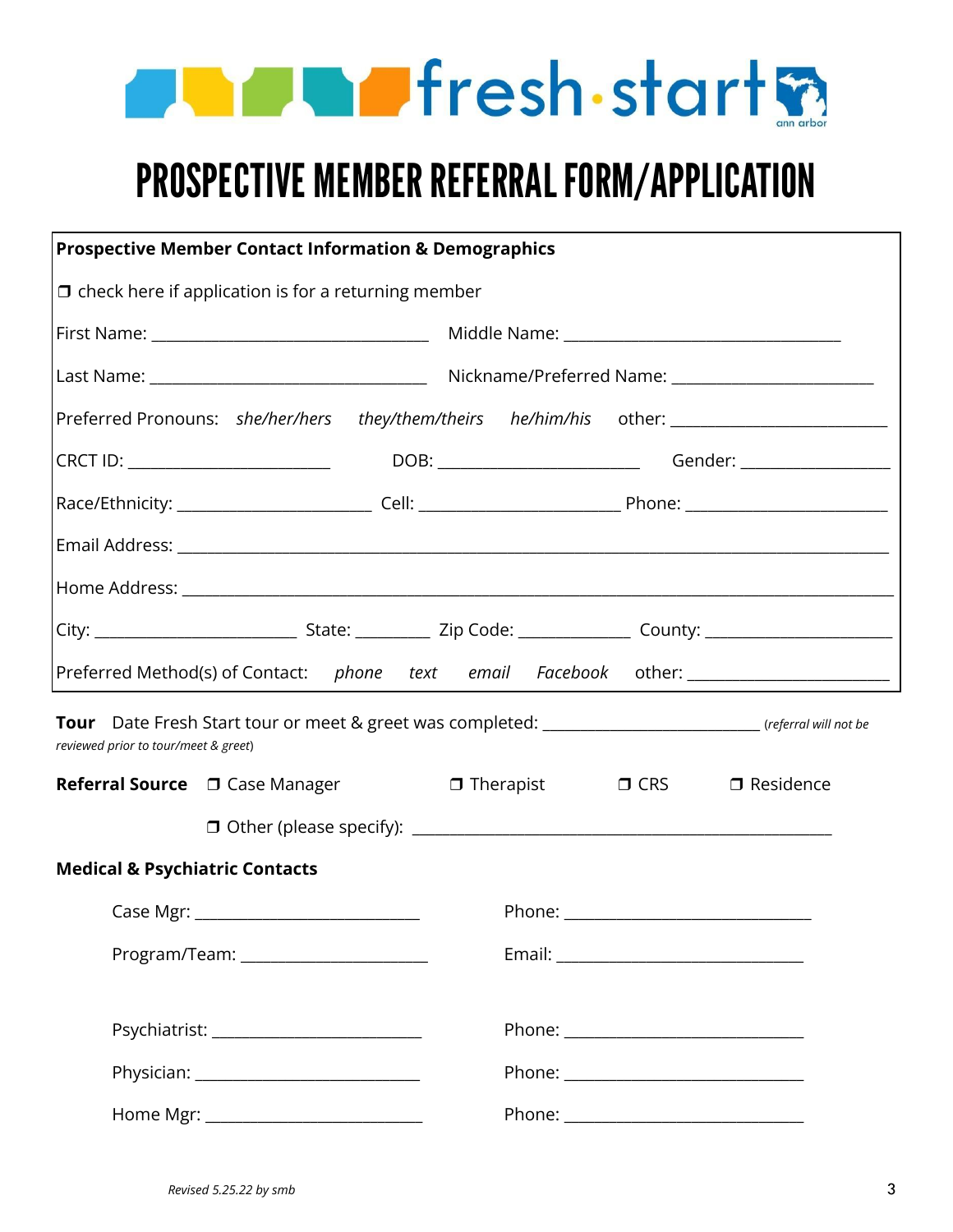fresh·start ann arbor

# PROSPECTIVE MEMBER REFERRAL FORM/APPLICATION

**Prospective Member Contact Information & Demographics**

❒ check here if application is for a returning member

First Name: ______________________________ Middle Name: ______________________________

Last Name: ______________________________ Nickname/Preferred Name: ______________________

Preferred Pronouns: *she/her/hers* *they/them/theirs* *he/him/his* other: _______________________

CRCT ID: ______________________ DOB: ______________________ Gender: ________________

Race/Ethnicity: _____________________ Cell: ______________________ Phone: ______________________

Email Address: ______________________________________________________________________________

Home Address: ______________________________________________________________________________

City: ______________________ State: ________ Zip Code: ____________ County: ____________________

Preferred Method(s) of Contact: *phone* *text* *email* *Facebook* other: ______________________

**Tour** Date Fresh Start tour or meet & greet was completed: _______________________ *(referral will not be reviewed prior to tour/meet & greet)*

**Referral Source** ❒ Case Manager ❒ Therapist ❒ CRS ❒ Residence

❒ Other (please specify): ______________________________________________

**Medical & Psychiatric Contacts**

Case Mgr: _________________________ Phone: ___________________________

Program/Team: _____________________ Email: ___________________________

Psychiatrist: _______________________ Phone: __________________________

Physician: _________________________ Phone: __________________________

Home Mgr: ________________________ Phone: __________________________

*Revised 5.25.22 by smb*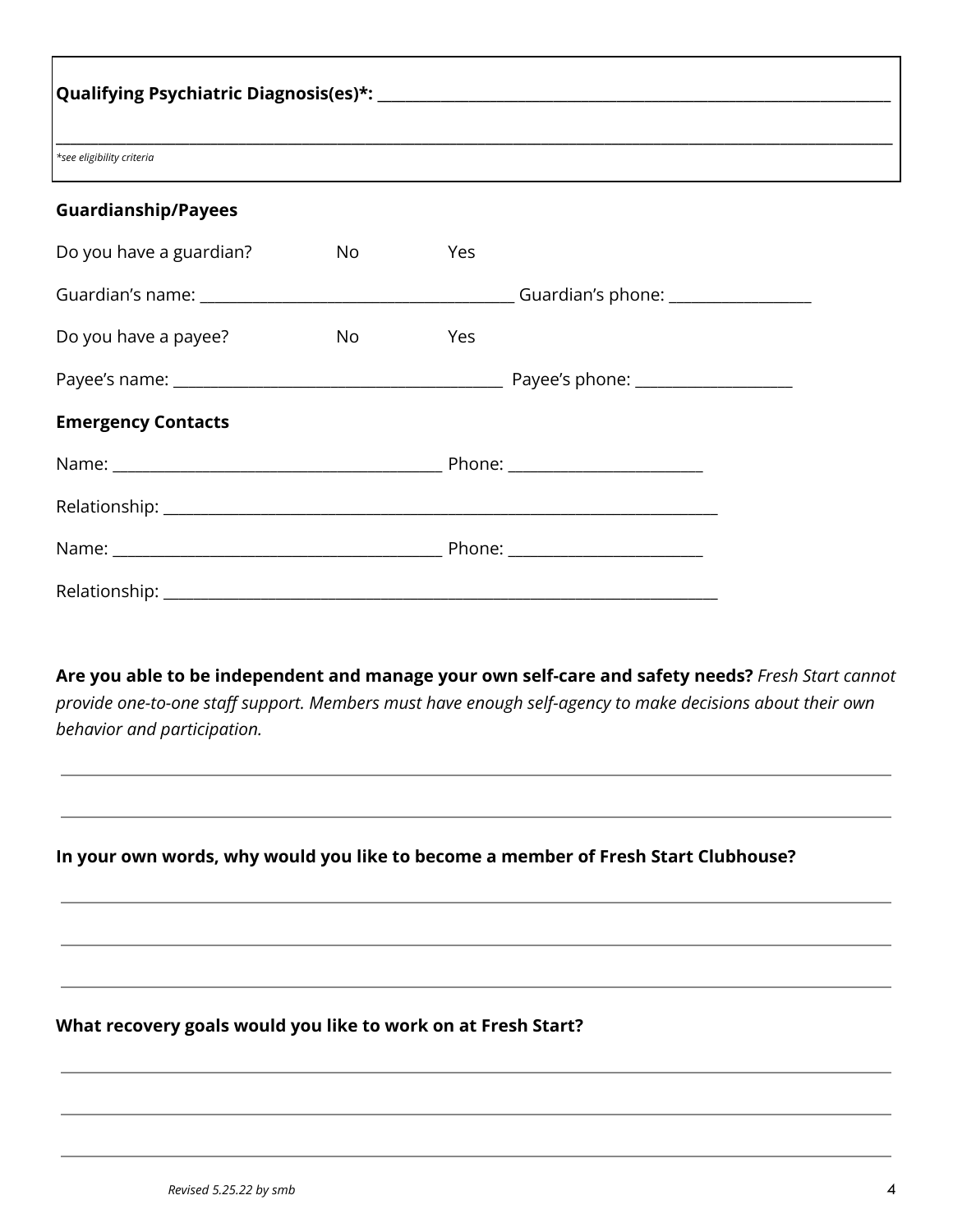**Qualifying Psychiatric Diagnosis(es)*:** ____________________________________________

____________________________________________

*\*see eligibility criteria*

**Guardianship/Payees**

Do you have a guardian? No Yes

Guardian's name: ______________________ Guardian's phone: ______________

Do you have a payee? No Yes

Payee's name: ______________________ Payee's phone: ______________

**Emergency Contacts**

Name: ______________________ Phone: ______________

Relationship: ______________________

Name: ______________________ Phone: ______________

Relationship: ______________________

**Are you able to be independent and manage your own self-care and safety needs?** *Fresh Start cannot provide one-to-one staff support. Members must have enough self-agency to make decisions about their own behavior and participation.*

____________________________________________

____________________________________________

**In your own words, why would you like to become a member of Fresh Start Clubhouse?**

____________________________________________

____________________________________________

____________________________________________

**What recovery goals would you like to work on at Fresh Start?**

____________________________________________

____________________________________________

____________________________________________

*Revised 5.25.22 by smb*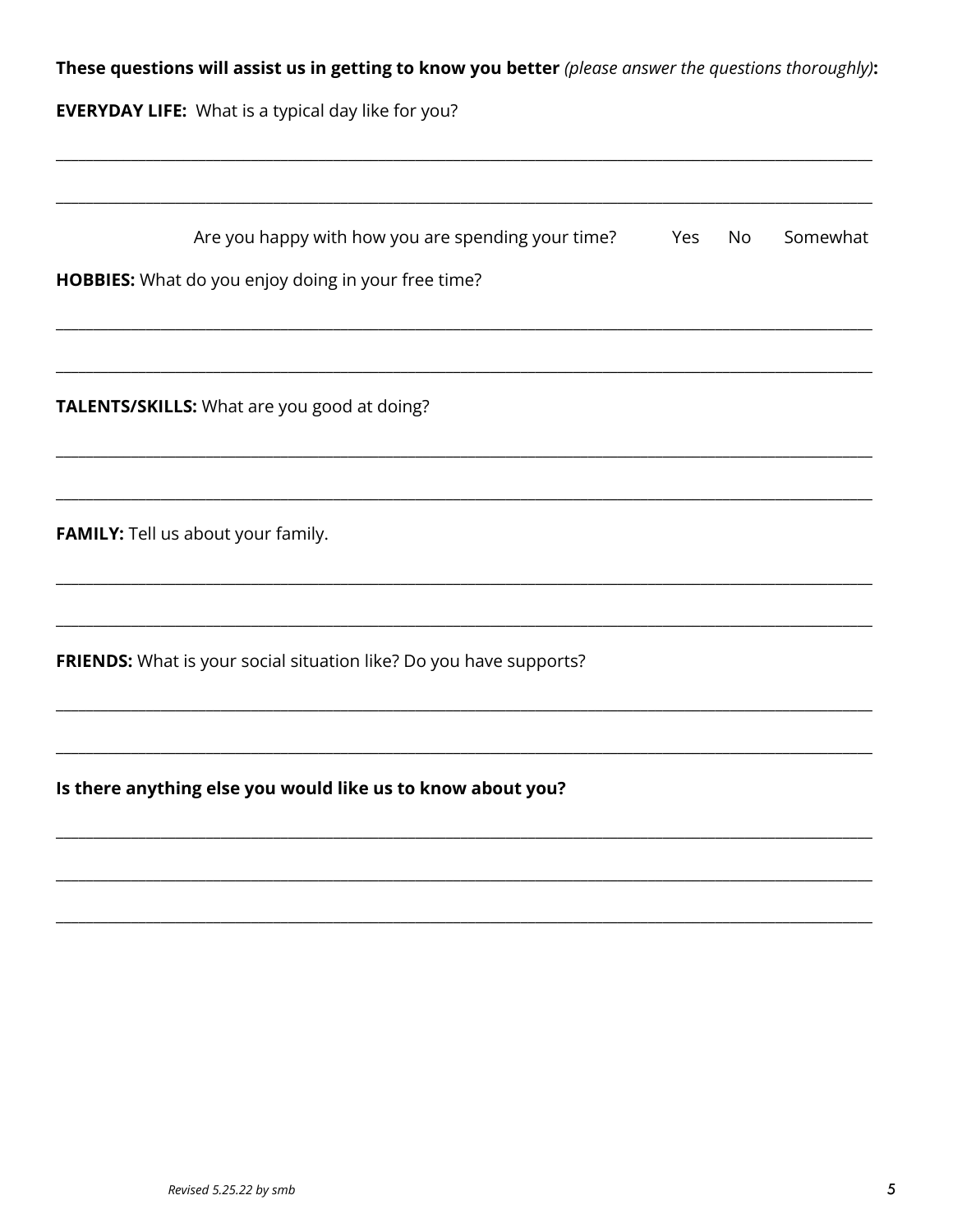**These questions will assist us in getting to know you better** *(please answer the questions thoroughly)***:**

**EVERYDAY LIFE:** What is a typical day like for you?

____________________________________________________________________________________________

____________________________________________________________________________________________

Are you happy with how you are spending your time? Yes No Somewhat

**HOBBIES:** What do you enjoy doing in your free time?

____________________________________________________________________________________________

____________________________________________________________________________________________

**TALENTS/SKILLS:** What are you good at doing?

____________________________________________________________________________________________

____________________________________________________________________________________________

**FAMILY:** Tell us about your family.

____________________________________________________________________________________________

____________________________________________________________________________________________

**FRIENDS:** What is your social situation like? Do you have supports?

____________________________________________________________________________________________

____________________________________________________________________________________________

**Is there anything else you would like us to know about you?**

____________________________________________________________________________________________

____________________________________________________________________________________________

____________________________________________________________________________________________

*Revised 5.25.22 by smb*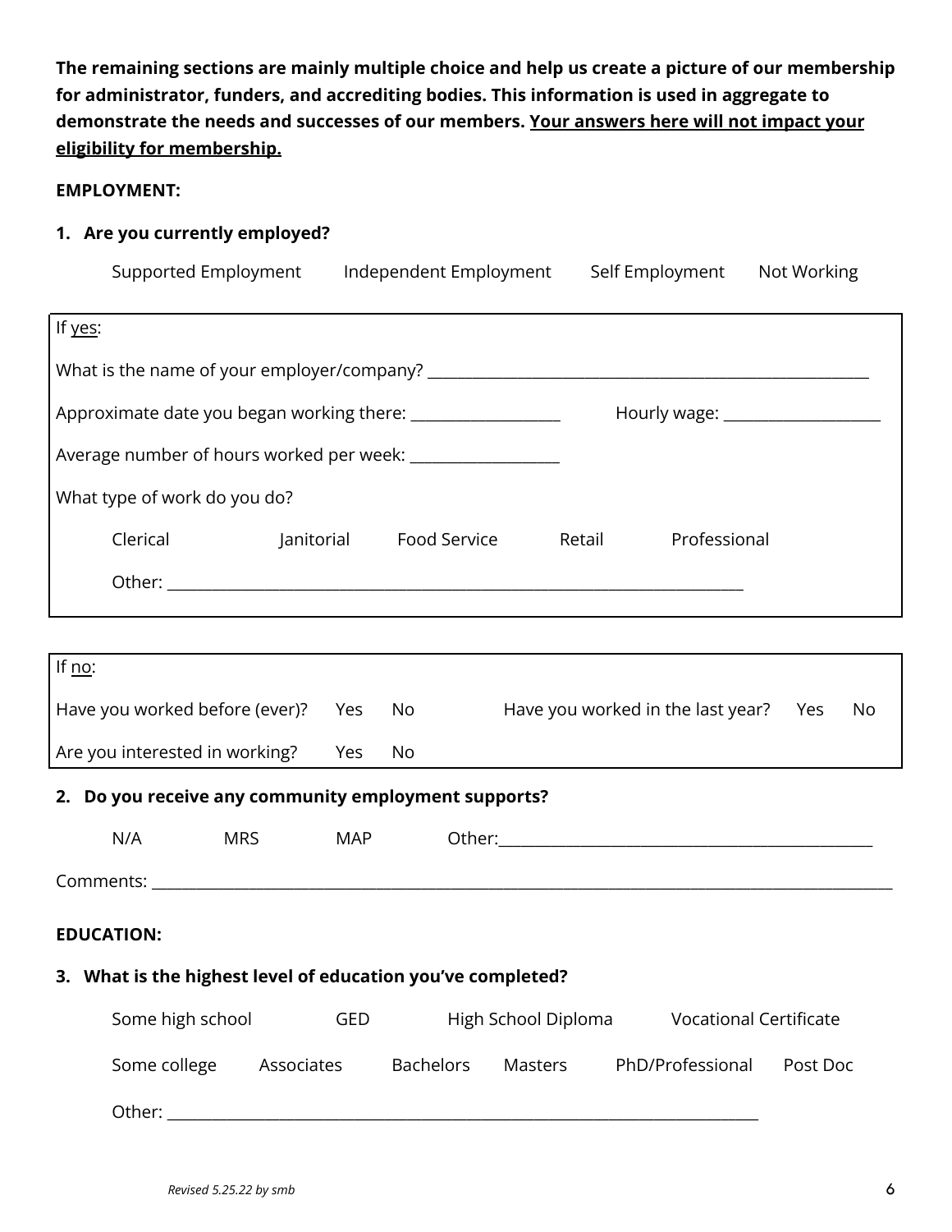**The remaining sections are mainly multiple choice and help us create a picture of our membership for administrator, funders, and accrediting bodies. This information is used in aggregate to demonstrate the needs and successes of our members. <u>Your answers here will not impact your eligibility for membership.</u>**

**EMPLOYMENT:**

1. **Are you currently employed?**

   Supported Employment    Independent Employment    Self Employment    Not Working

If <u>yes</u>:

What is the name of your employer/company? ____________________________________________

Approximate date you began working there: ________________    Hourly wage: ________________

Average number of hours worked per week: ________________

What type of work do you do?

   Clerical    Janitorial    Food Service    Retail    Professional

   Other: ________________________________________________________________

If <u>no</u>:

Have you worked before (ever)?  Yes  No    Have you worked in the last year?  Yes  No

Are you interested in working?  Yes  No

2. **Do you receive any community employment supports?**

   N/A    MRS    MAP    Other:________________________________________

Comments: ____________________________________________________________________________

**EDUCATION:**

3. **What is the highest level of education you've completed?**

   Some high school    GED    High School Diploma    Vocational Certificate

   Some college    Associates    Bachelors    Masters    PhD/Professional    Post Doc

   Other: ________________________________________________________________

*Revised 5.25.22 by smb*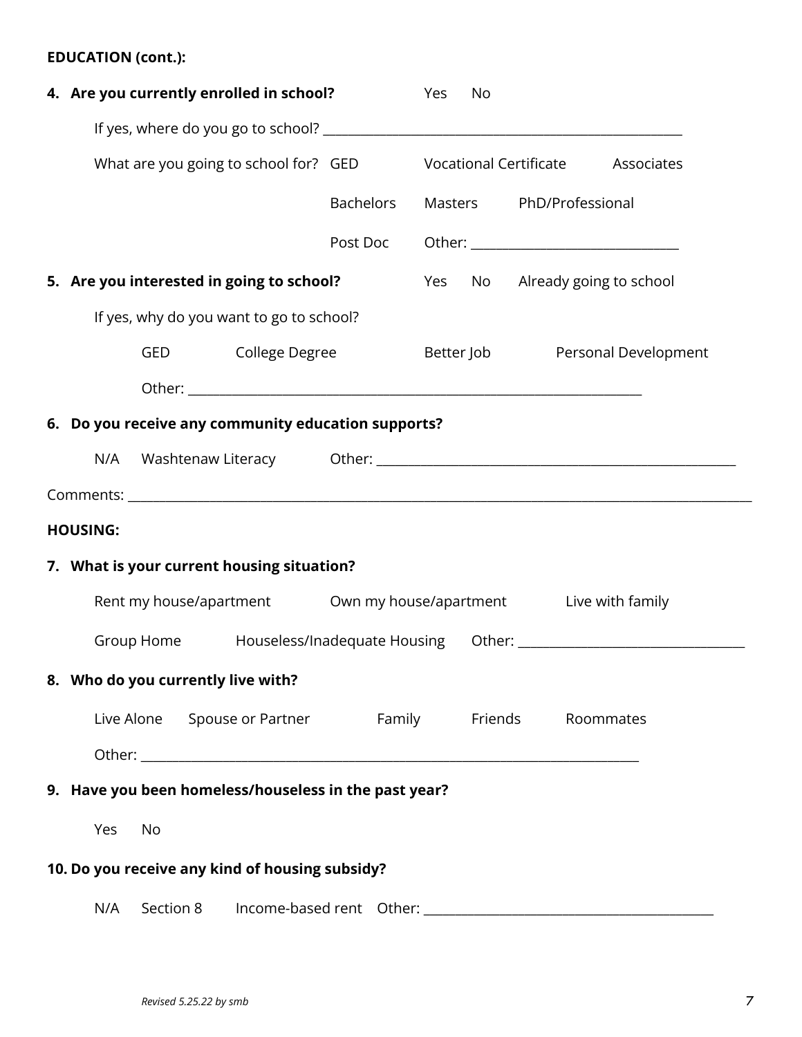**EDUCATION (cont.):**

**4. Are you currently enrolled in school?** Yes No

If yes, where do you go to school? ______________________________

What are you going to school for? GED Vocational Certificate Associates

Bachelors Masters PhD/Professional

Post Doc Other: ______________________

**5. Are you interested in going to school?** Yes No Already going to school

If yes, why do you want to go to school?

GED College Degree Better Job Personal Development

Other: ______________________________

**6. Do you receive any community education supports?**

N/A Washtenaw Literacy Other: ______________________________

Comments: ______________________________

**HOUSING:**

**7. What is your current housing situation?**

Rent my house/apartment Own my house/apartment Live with family

Group Home Houseless/Inadequate Housing Other: ______________________

**8. Who do you currently live with?**

Live Alone Spouse or Partner Family Friends Roommates

Other: ______________________________

**9. Have you been homeless/houseless in the past year?**

Yes No

**10. Do you receive any kind of housing subsidy?**

N/A Section 8 Income-based rent Other: ______________________

*Revised 5.25.22 by smb*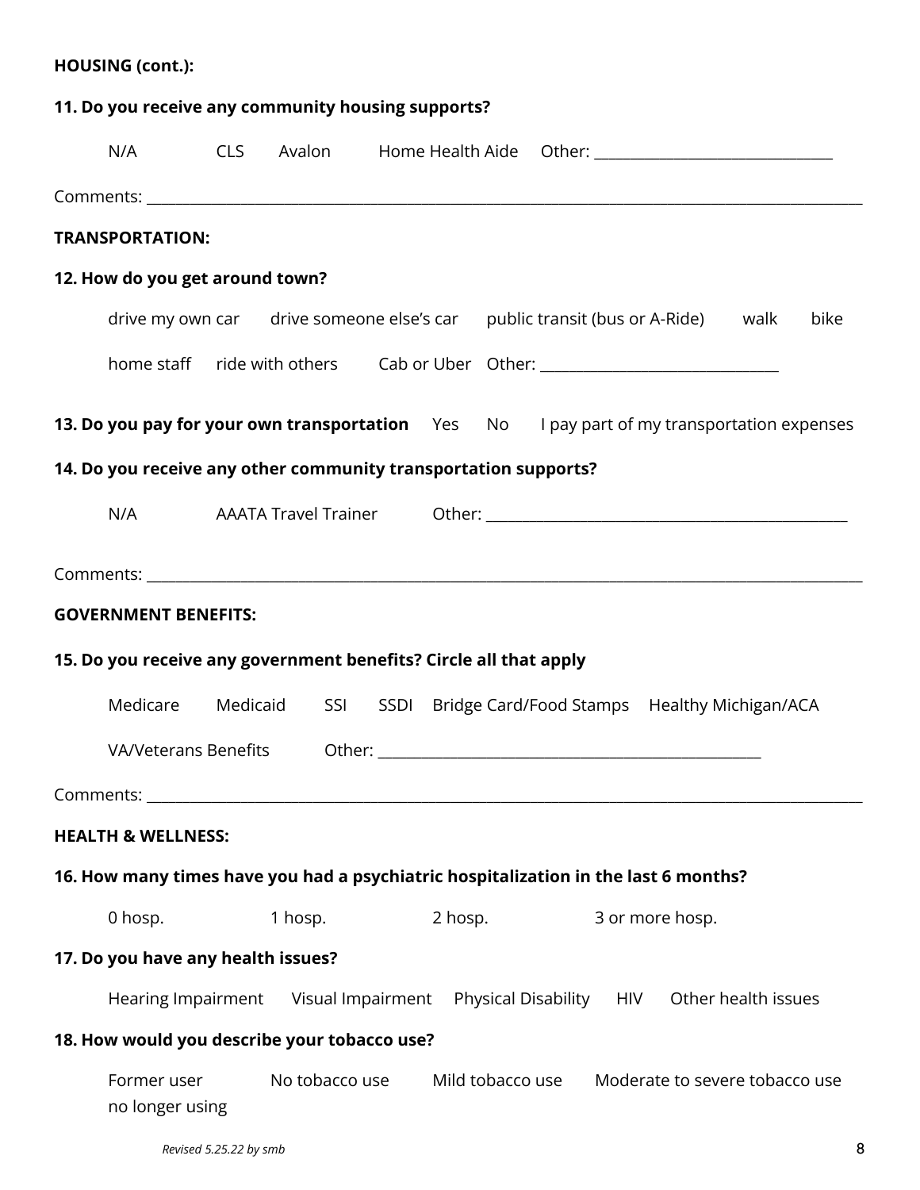**HOUSING (cont.):**

**11. Do you receive any community housing supports?**

N/A CLS Avalon Home Health Aide Other: ______________________________

Comments: ______________________________________________________________________________________________

**TRANSPORTATION:**

**12. How do you get around town?**

drive my own car drive someone else's car public transit (bus or A-Ride) walk bike

home staff ride with others Cab or Uber Other: ______________________________

**13. Do you pay for your own transportation** Yes No I pay part of my transportation expenses

**14. Do you receive any other community transportation supports?**

N/A AAATA Travel Trainer Other: _____________________________________________

Comments: ______________________________________________________________________________________________

**GOVERNMENT BENEFITS:**

**15. Do you receive any government benefits? Circle all that apply**

Medicare Medicaid SSI SSDI Bridge Card/Food Stamps Healthy Michigan/ACA

VA/Veterans Benefits Other: ________________________________________________

Comments: ______________________________________________________________________________________________

**HEALTH & WELLNESS:**

**16. How many times have you had a psychiatric hospitalization in the last 6 months?**

0 hosp. 1 hosp. 2 hosp. 3 or more hosp.

**17. Do you have any health issues?**

Hearing Impairment Visual Impairment Physical Disability HIV Other health issues

**18. How would you describe your tobacco use?**

Former user no longer using No tobacco use Mild tobacco use Moderate to severe tobacco use

*Revised 5.25.22 by smb*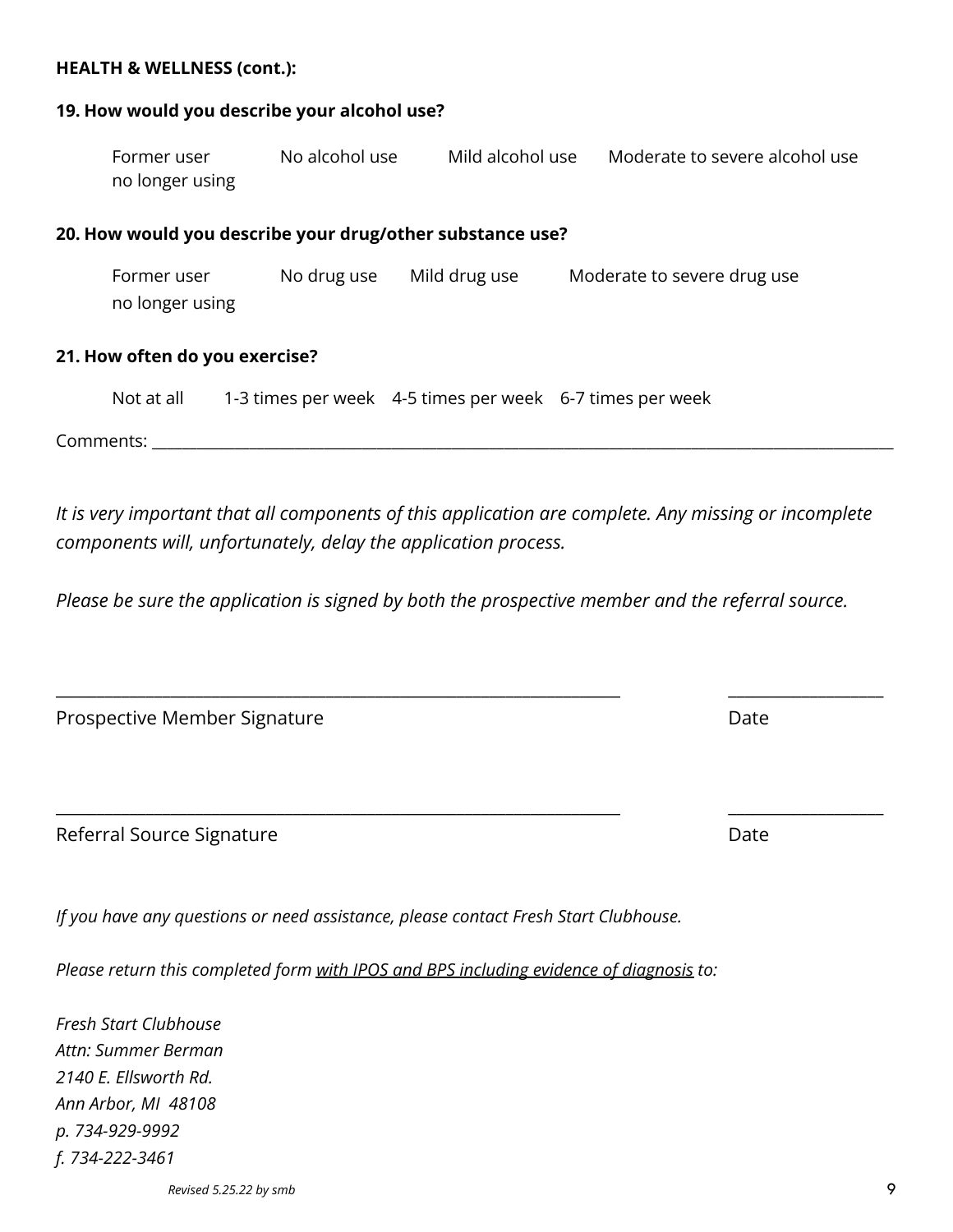**HEALTH & WELLNESS (cont.):**

**19. How would you describe your alcohol use?**

Former user no longer using    No alcohol use    Mild alcohol use    Moderate to severe alcohol use

**20. How would you describe your drug/other substance use?**

Former user no longer using    No drug use    Mild drug use    Moderate to severe drug use

**21. How often do you exercise?**

Not at all    1-3 times per week    4-5 times per week    6-7 times per week

Comments: ______________________________________________________________________________

*It is very important that all components of this application are complete. Any missing or incomplete components will, unfortunately, delay the application process.*

*Please be sure the application is signed by both the prospective member and the referral source.*

______________________________________________________________    ________________

Prospective Member Signature    Date

______________________________________________________________    ________________

Referral Source Signature    Date

*If you have any questions or need assistance, please contact Fresh Start Clubhouse.*

*Please return this completed form <u>with IPOS and BPS including evidence of diagnosis</u> to:*

*Fresh Start Clubhouse*
*Attn: Summer Berman*
*2140 E. Ellsworth Rd.*
*Ann Arbor, MI 48108*
*p. 734-929-9992*
*f. 734-222-3461*

*Revised 5.25.22 by smb*